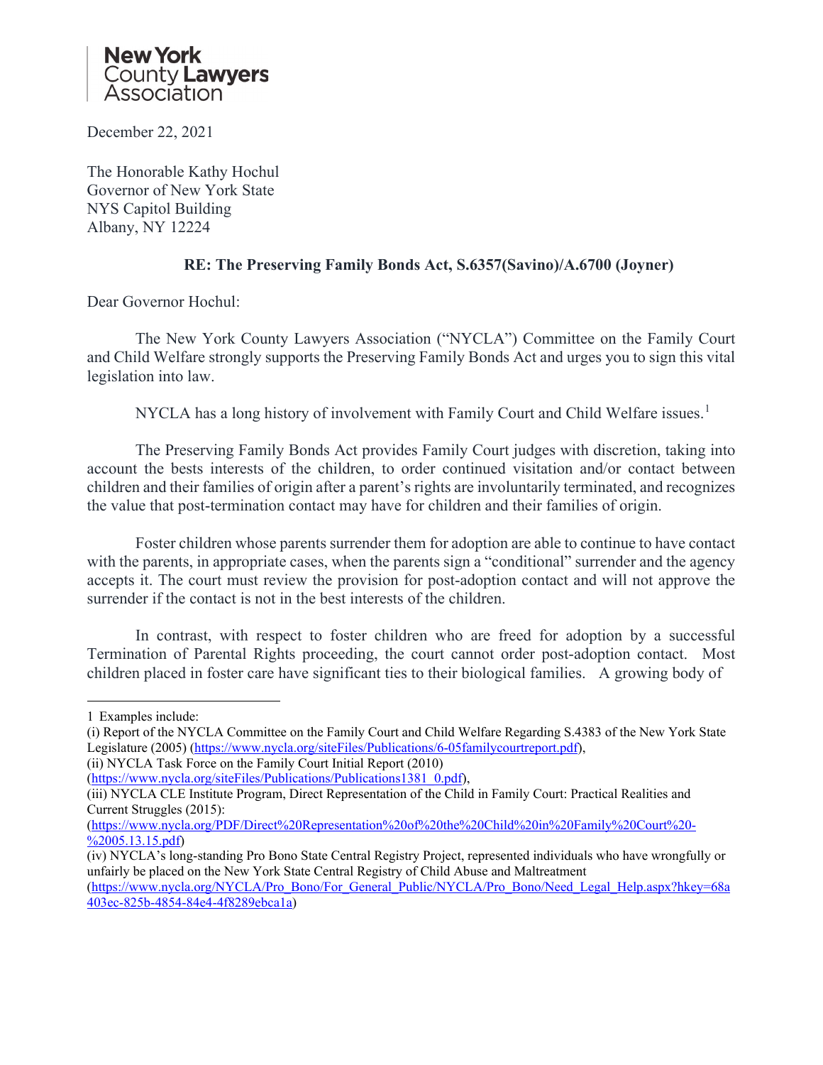**New York County Lawyers Association**

December 22, 2021

The Honorable Kathy Hochul
Governor of New York State
NYS Capitol Building
Albany, NY 12224

**RE: The Preserving Family Bonds Act, S.6357(Savino)/A.6700 (Joyner)**

Dear Governor Hochul:

The New York County Lawyers Association ("NYCLA") Committee on the Family Court and Child Welfare strongly supports the Preserving Family Bonds Act and urges you to sign this vital legislation into law.

NYCLA has a long history of involvement with Family Court and Child Welfare issues.[1]

The Preserving Family Bonds Act provides Family Court judges with discretion, taking into account the bests interests of the children, to order continued visitation and/or contact between children and their families of origin after a parent's rights are involuntarily terminated, and recognizes the value that post-termination contact may have for children and their families of origin.

Foster children whose parents surrender them for adoption are able to continue to have contact with the parents, in appropriate cases, when the parents sign a "conditional" surrender and the agency accepts it. The court must review the provision for post-adoption contact and will not approve the surrender if the contact is not in the best interests of the children.

In contrast, with respect to foster children who are freed for adoption by a successful Termination of Parental Rights proceeding, the court cannot order post-adoption contact. Most children placed in foster care have significant ties to their biological families. A growing body of

---

1 Examples include:
(i) Report of the NYCLA Committee on the Family Court and Child Welfare Regarding S.4383 of the New York State Legislature (2005) (https://www.nycla.org/siteFiles/Publications/6-05familycourtreport.pdf),
(ii) NYCLA Task Force on the Family Court Initial Report (2010) (https://www.nycla.org/siteFiles/Publications/Publications1381_0.pdf),
(iii) NYCLA CLE Institute Program, Direct Representation of the Child in Family Court: Practical Realities and Current Struggles (2015): (https://www.nycla.org/PDF/Direct%20Representation%20of%20the%20Child%20in%20Family%20Court%20-%2005.13.15.pdf)
(iv) NYCLA's long-standing Pro Bono State Central Registry Project, represented individuals who have wrongfully or unfairly be placed on the New York State Central Registry of Child Abuse and Maltreatment (https://www.nycla.org/NYCLA/Pro_Bono/For_General_Public/NYCLA/Pro_Bono/Need_Legal_Help.aspx?hkey=68a403ec-825b-4854-84e4-4f8289ebca1a)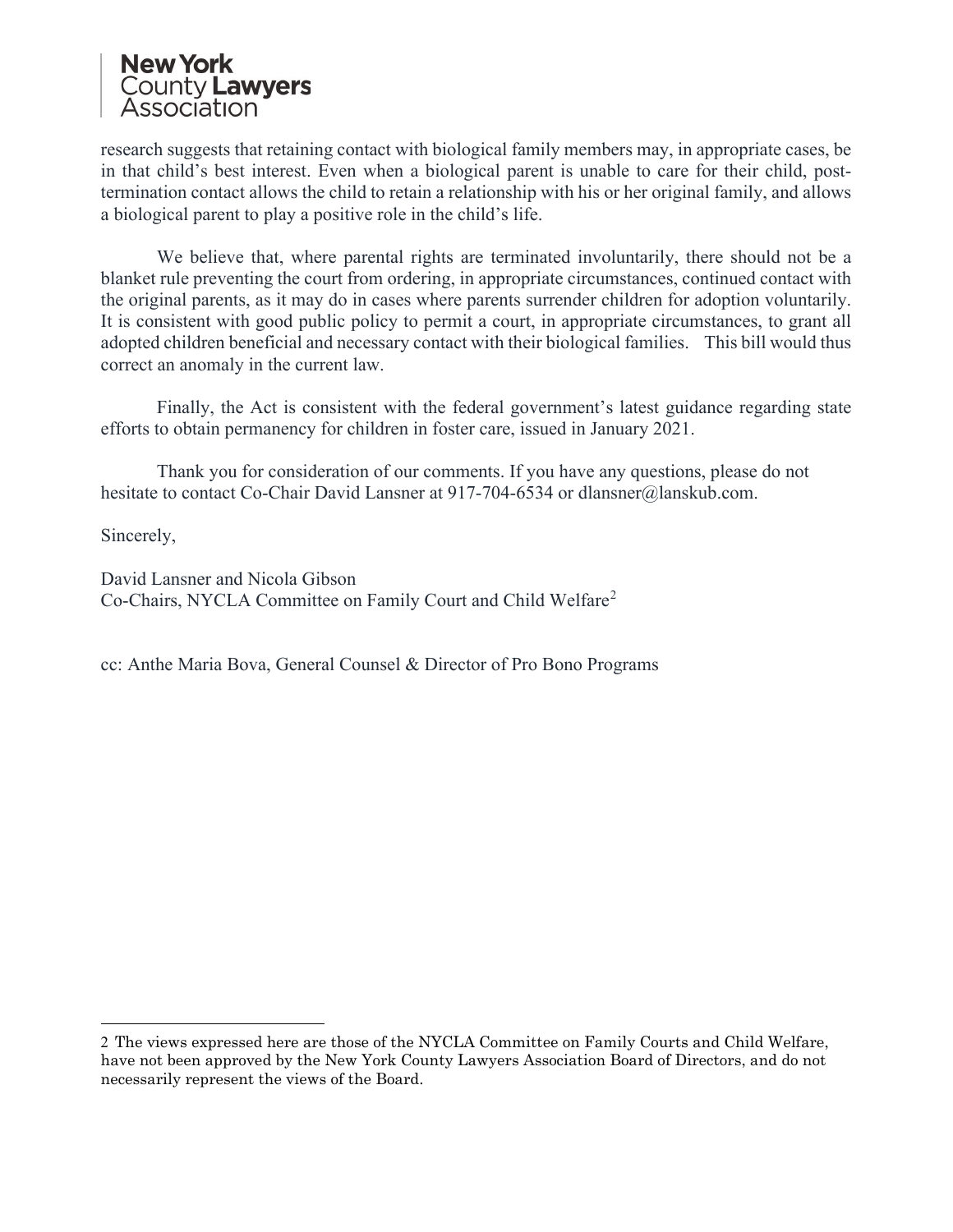research suggests that retaining contact with biological family members may, in appropriate cases, be in that child's best interest. Even when a biological parent is unable to care for their child, post-termination contact allows the child to retain a relationship with his or her original family, and allows a biological parent to play a positive role in the child's life.

We believe that, where parental rights are terminated involuntarily, there should not be a blanket rule preventing the court from ordering, in appropriate circumstances, continued contact with the original parents, as it may do in cases where parents surrender children for adoption voluntarily. It is consistent with good public policy to permit a court, in appropriate circumstances, to grant all adopted children beneficial and necessary contact with their biological families. This bill would thus correct an anomaly in the current law.

Finally, the Act is consistent with the federal government's latest guidance regarding state efforts to obtain permanency for children in foster care, issued in January 2021.

Thank you for consideration of our comments. If you have any questions, please do not hesitate to contact Co-Chair David Lansner at 917-704-6534 or dlansner@lanskub.com.

Sincerely,

David Lansner and Nicola Gibson
Co-Chairs, NYCLA Committee on Family Court and Child Welfare[2]

cc: Anthe Maria Bova, General Counsel & Director of Pro Bono Programs

---

2 The views expressed here are those of the NYCLA Committee on Family Courts and Child Welfare, have not been approved by the New York County Lawyers Association Board of Directors, and do not necessarily represent the views of the Board.